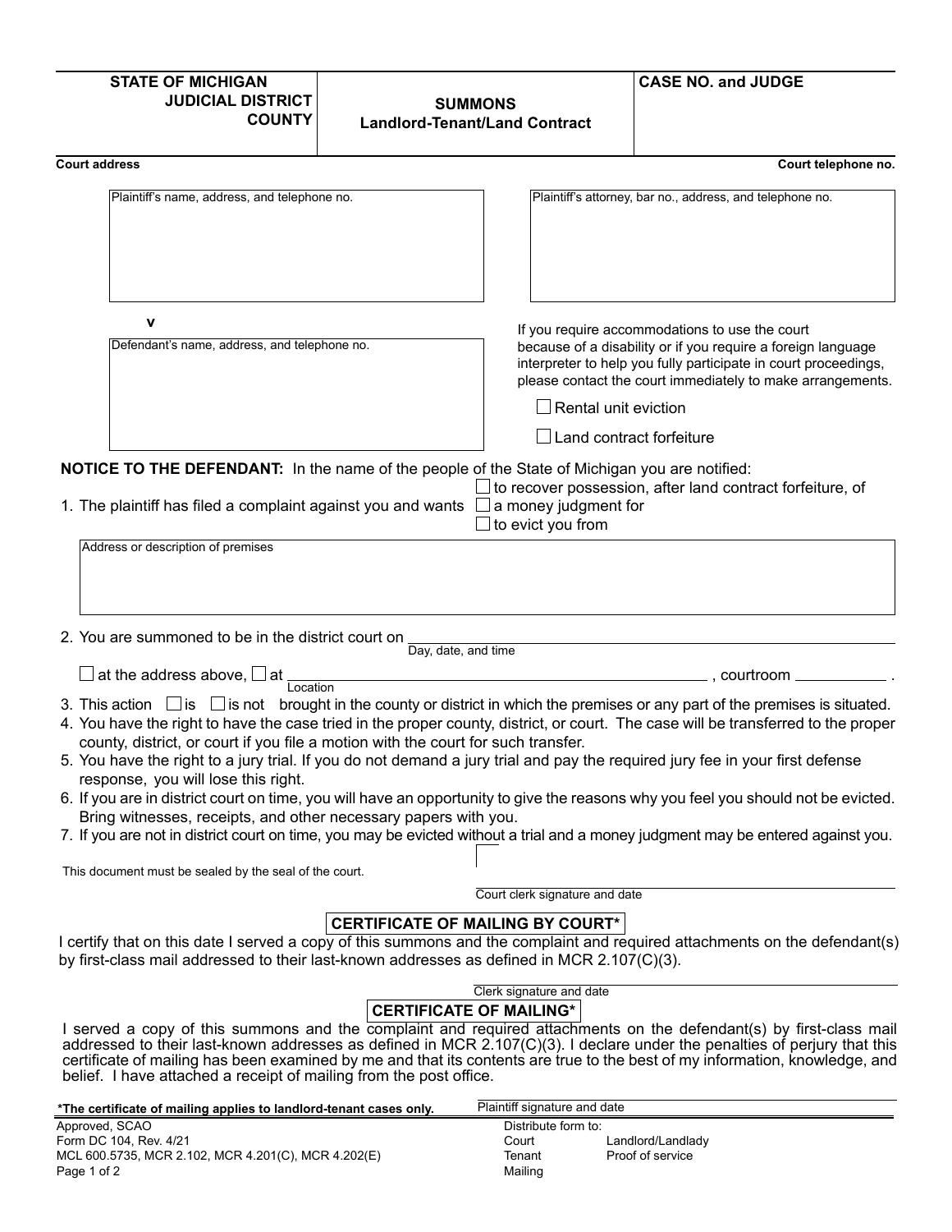| STATE OF MICHIGAN<br>JUDICIAL DISTRICT<br>COUNTY | **SUMMONS**<br>**Landlord-Tenant/Land Contract** | **CASE NO. and JUDGE** |
|---|---|---|

**Court address** | **Court telephone no.**

| Plaintiff's name, address, and telephone no. | Plaintiff's attorney, bar no., address, and telephone no. |
|---|---|
| | |

**v**

| Defendant's name, address, and telephone no. |
|---|
| |

If you require accommodations to use the court because of a disability or if you require a foreign language interpreter to help you fully participate in court proceedings, please contact the court immediately to make arrangements.

☐ Rental unit eviction

☐ Land contract forfeiture

**NOTICE TO THE DEFENDANT:** In the name of the people of the State of Michigan you are notified:

1. The plaintiff has filed a complaint against you and wants
   - ☐ to recover possession, after land contract forfeiture, of
   - ☐ a money judgment for
   - ☐ to evict you from

| Address or description of premises |
|---|
| |

2. You are summoned to be in the district court on ______________________ (Day, date, and time)

   ☐ at the address above, ☐ at ______________________ (Location), courtroom ____________ .

3. This action ☐ is ☐ is not brought in the county or district in which the premises or any part of the premises is situated.
4. You have the right to have the case tried in the proper county, district, or court. The case will be transferred to the proper county, district, or court if you file a motion with the court for such transfer.
5. You have the right to a jury trial. If you do not demand a jury trial and pay the required jury fee in your first defense response, you will lose this right.
6. If you are in district court on time, you will have an opportunity to give the reasons why you feel you should not be evicted. Bring witnesses, receipts, and other necessary papers with you.
7. If you are not in district court on time, you may be evicted without a trial and a money judgment may be entered against you.

This document must be sealed by the seal of the court.

______________________
Court clerk signature and date

### CERTIFICATE OF MAILING BY COURT*

I certify that on this date I served a copy of this summons and the complaint and required attachments on the defendant(s) by first-class mail addressed to their last-known addresses as defined in MCR 2.107(C)(3).

______________________
Clerk signature and date

### CERTIFICATE OF MAILING*

I served a copy of this summons and the complaint and required attachments on the defendant(s) by first-class mail addressed to their last-known addresses as defined in MCR 2.107(C)(3). I declare under the penalties of perjury that this certificate of mailing has been examined by me and that its contents are true to the best of my information, knowledge, and belief. I have attached a receipt of mailing from the post office.

______________________
Plaintiff signature and date

**\*The certificate of mailing applies to landlord-tenant cases only.**

Approved, SCAO
Form DC 104, Rev. 4/21
MCL 600.5735, MCR 2.102, MCR 4.201(C), MCR 4.202(E)

Distribute form to:
Court — Landlord/Landlady
Tenant — Proof of service
Mailing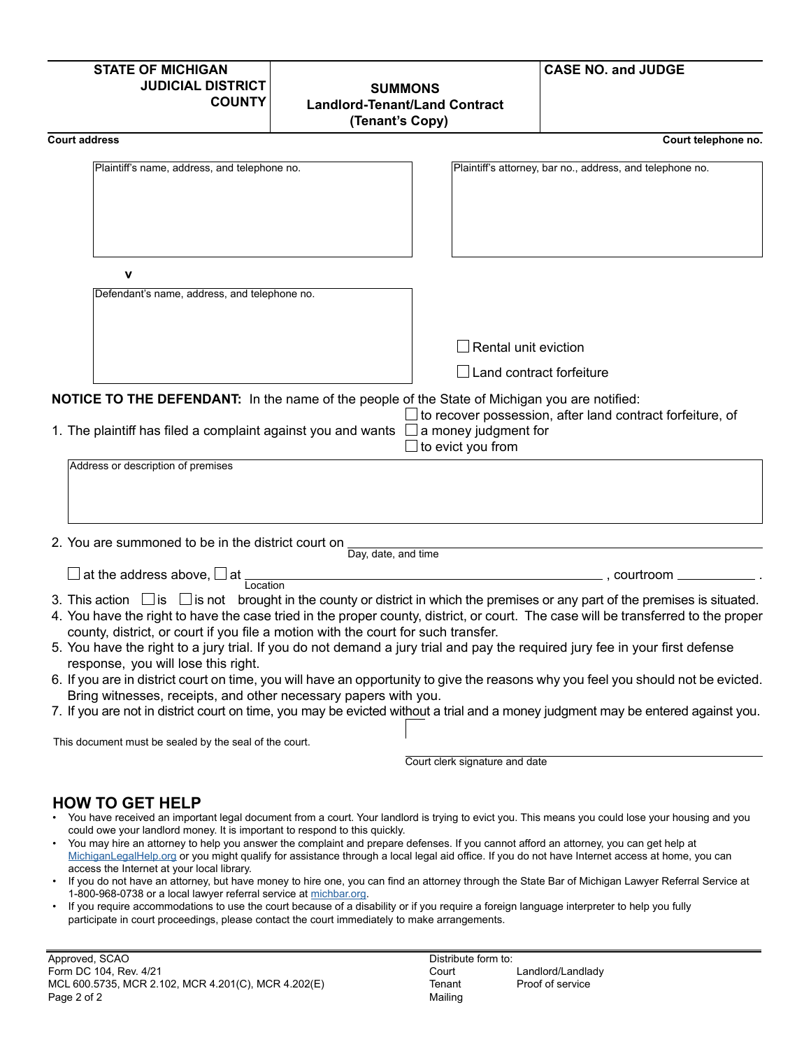| STATE OF MICHIGAN<br>JUDICIAL DISTRICT<br>COUNTY | **SUMMONS**<br>**Landlord-Tenant/Land Contract**<br>**(Tenant's Copy)** | **CASE NO. and JUDGE** |
|---|---|---|

**Court address** | **Court telephone no.**

| Plaintiff's name, address, and telephone no. | Plaintiff's attorney, bar no., address, and telephone no. |
|---|---|
| | |

**v**

| Defendant's name, address, and telephone no. |
|---|
| |

☐ Rental unit eviction

☐ Land contract forfeiture

**NOTICE TO THE DEFENDANT:** In the name of the people of the State of Michigan you are notified:

1. The plaintiff has filed a complaint against you and wants
   - ☐ to recover possession, after land contract forfeiture, of
   - ☐ a money judgment for
   - ☐ to evict you from

| Address or description of premises |
|---|
| |

2. You are summoned to be in the district court on ____________________ (Day, date, and time)

   ☐ at the address above, ☐ at ____________________ (Location), courtroom ________.

3. This action ☐ is ☐ is not brought in the county or district in which the premises or any part of the premises is situated.
4. You have the right to have the case tried in the proper county, district, or court. The case will be transferred to the proper county, district, or court if you file a motion with the court for such transfer.
5. You have the right to a jury trial. If you do not demand a jury trial and pay the required jury fee in your first defense response, you will lose this right.
6. If you are in district court on time, you will have an opportunity to give the reasons why you feel you should not be evicted. Bring witnesses, receipts, and other necessary papers with you.
7. If you are not in district court on time, you may be evicted without a trial and a money judgment may be entered against you.

This document must be sealed by the seal of the court.

____________________
Court clerk signature and date

## HOW TO GET HELP

- You have received an important legal document from a court. Your landlord is trying to evict you. This means you could lose your housing and you could owe your landlord money. It is important to respond to this quickly.
- You may hire an attorney to help you answer the complaint and prepare defenses. If you cannot afford an attorney, you can get help at MichiganLegalHelp.org or you might qualify for assistance through a local legal aid office. If you do not have Internet access at home, you can access the Internet at your local library.
- If you do not have an attorney, but have money to hire one, you can find an attorney through the State Bar of Michigan Lawyer Referral Service at 1-800-968-0738 or a local lawyer referral service at michbar.org.
- If you require accommodations to use the court because of a disability or if you require a foreign language interpreter to help you fully participate in court proceedings, please contact the court immediately to make arrangements.

Approved, SCAO
Form DC 104, Rev. 4/21
MCL 600.5735, MCR 2.102, MCR 4.201(C), MCR 4.202(E)

Distribute form to:
Court — Landlord/Landlady
Tenant — Proof of service
Mailing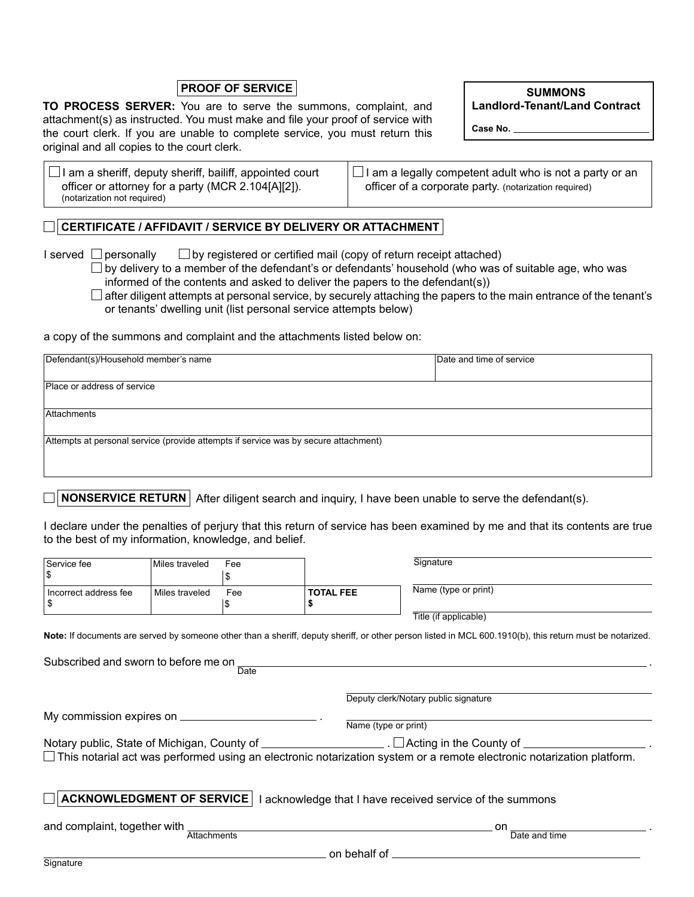**PROOF OF SERVICE**

**SUMMONS**
**Landlord-Tenant/Land Contract**

**Case No.** ______________________

**TO PROCESS SERVER:** You are to serve the summons, complaint, and attachment(s) as instructed. You must make and file your proof of service with the court clerk. If you are unable to complete service, you must return this original and all copies to the court clerk.

| | |
|---|---|
| ☐ I am a sheriff, deputy sheriff, bailiff, appointed court officer or attorney for a party (MCR 2.104[A][2]). (notarization not required) | ☐ I am a legally competent adult who is not a party or an officer of a corporate party. (notarization required) |

☐ **CERTIFICATE / AFFIDAVIT / SERVICE BY DELIVERY OR ATTACHMENT**

I served ☐ personally ☐ by registered or certified mail (copy of return receipt attached)
☐ by delivery to a member of the defendant's or defendants' household (who was of suitable age, who was informed of the contents and asked to deliver the papers to the defendant(s))
☐ after diligent attempts at personal service, by securely attaching the papers to the main entrance of the tenant's or tenants' dwelling unit (list personal service attempts below)

a copy of the summons and complaint and the attachments listed below on:

| | |
|---|---|
| Defendant(s)/Household member's name | Date and time of service |
| Place or address of service | |
| Attachments | |
| Attempts at personal service (provide attempts if service was by secure attachment) | |

☐ **NONSERVICE RETURN** After diligent search and inquiry, I have been unable to serve the defendant(s).

I declare under the penalties of perjury that this return of service has been examined by me and that its contents are true to the best of my information, knowledge, and belief.

| | | | |
|---|---|---|---|
| Service fee $ | Miles traveled | Fee $ | |
| Incorrect address fee $ | Miles traveled | Fee $ | **TOTAL FEE $** |

Signature ______________________

Name (type or print) ______________________

Title (if applicable) ______________________

**Note:** If documents are served by someone other than a sheriff, deputy sheriff, or other person listed in MCL 600.1910(b), this return must be notarized.

Subscribed and sworn to before me on ______________________ .
Date

______________________
Deputy clerk/Notary public signature

My commission expires on ______________________ .

______________________
Name (type or print)

Notary public, State of Michigan, County of ______________________ . ☐ Acting in the County of ______________________ .
☐ This notarial act was performed using an electronic notarization system or a remote electronic notarization platform.

☐ **ACKNOWLEDGMENT OF SERVICE** I acknowledge that I have received service of the summons

and complaint, together with ______________________ on ______________________ .
Attachments Date and time

______________________ on behalf of ______________________
Signature